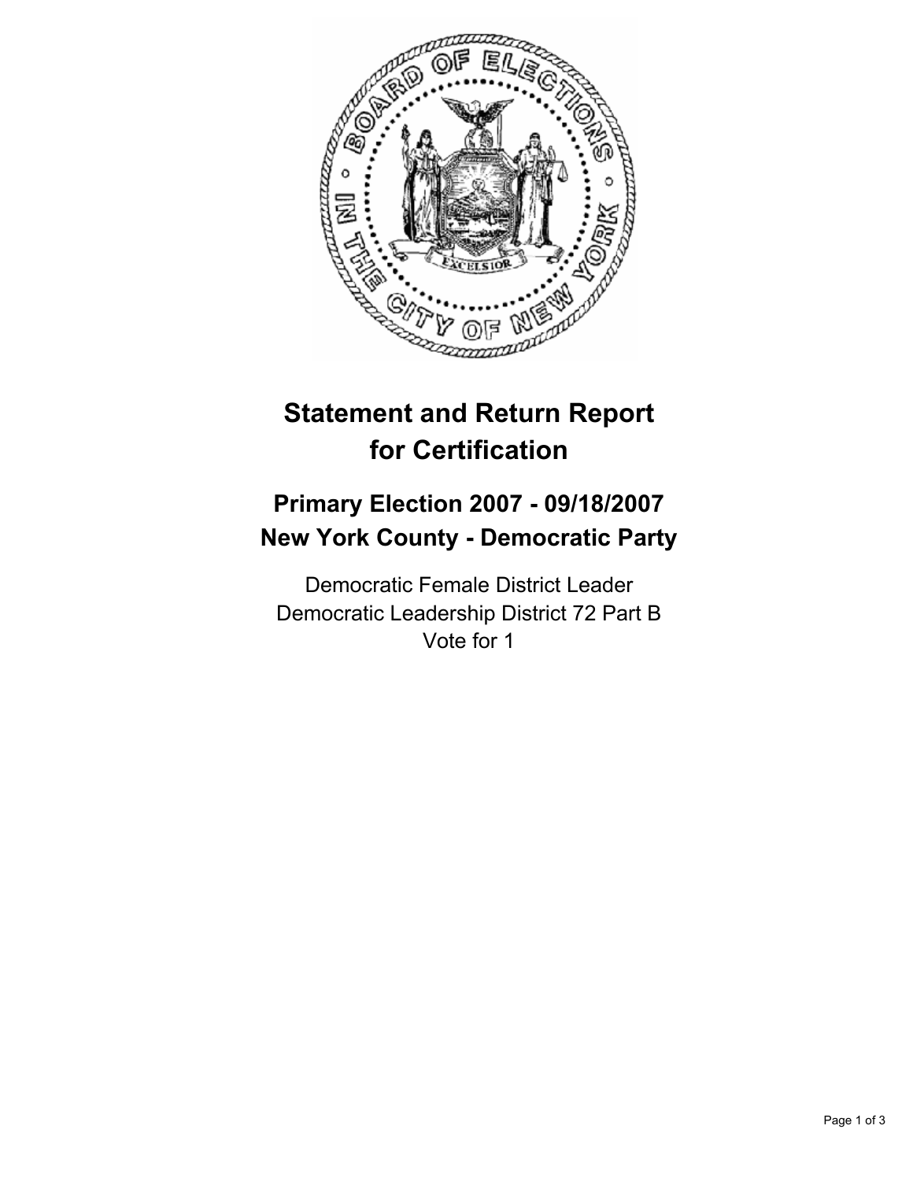# Statement and Return Report for Certification

## Primary Election 2007 - 09/18/2007
## New York County - Democratic Party

Democratic Female District Leader
Democratic Leadership District 72 Part B
Vote for 1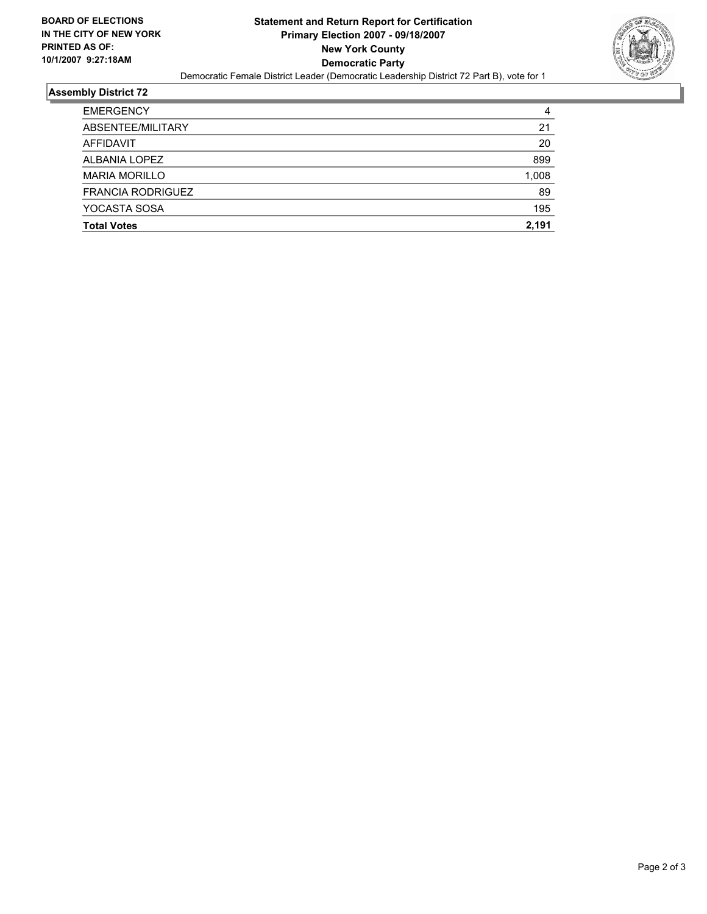**BOARD OF ELECTIONS IN THE CITY OF NEW YORK**
**PRINTED AS OF: 10/1/2007 9:27:18AM**

# Statement and Return Report for Certification
## Primary Election 2007 - 09/18/2007
## New York County
## Democratic Party

Democratic Female District Leader (Democratic Leadership District 72 Part B), vote for 1

### Assembly District 72

| | |
|---|---|
| EMERGENCY | 4 |
| ABSENTEE/MILITARY | 21 |
| AFFIDAVIT | 20 |
| ALBANIA LOPEZ | 899 |
| MARIA MORILLO | 1,008 |
| FRANCIA RODRIGUEZ | 89 |
| YOCASTA SOSA | 195 |
| **Total Votes** | **2,191** |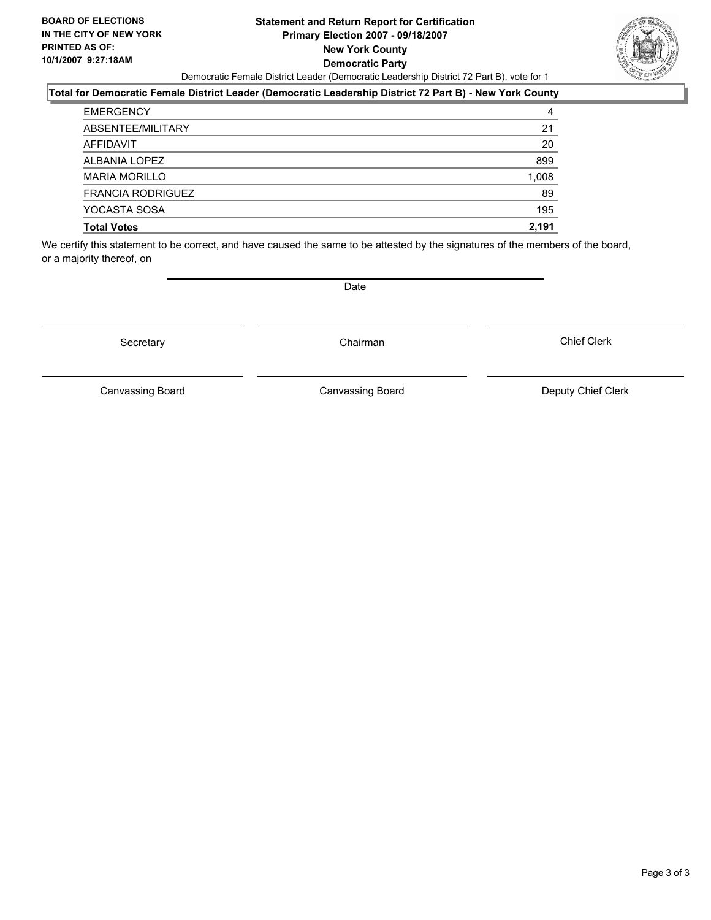**BOARD OF ELECTIONS IN THE CITY OF NEW YORK PRINTED AS OF: 10/1/2007 9:27:18AM**

# Statement and Return Report for Certification
## Primary Election 2007 - 09/18/2007
## New York County
## Democratic Party

Democratic Female District Leader (Democratic Leadership District 72 Part B), vote for 1

**Total for Democratic Female District Leader (Democratic Leadership District 72 Part B) - New York County**

| | |
|---|---|
| EMERGENCY | 4 |
| ABSENTEE/MILITARY | 21 |
| AFFIDAVIT | 20 |
| ALBANIA LOPEZ | 899 |
| MARIA MORILLO | 1,008 |
| FRANCIA RODRIGUEZ | 89 |
| YOCASTA SOSA | 195 |
| **Total Votes** | **2,191** |

We certify this statement to be correct, and have caused the same to be attested by the signatures of the members of the board, or a majority thereof, on

Date

Secretary

Chairman

Chief Clerk

Canvassing Board

Canvassing Board

Deputy Chief Clerk